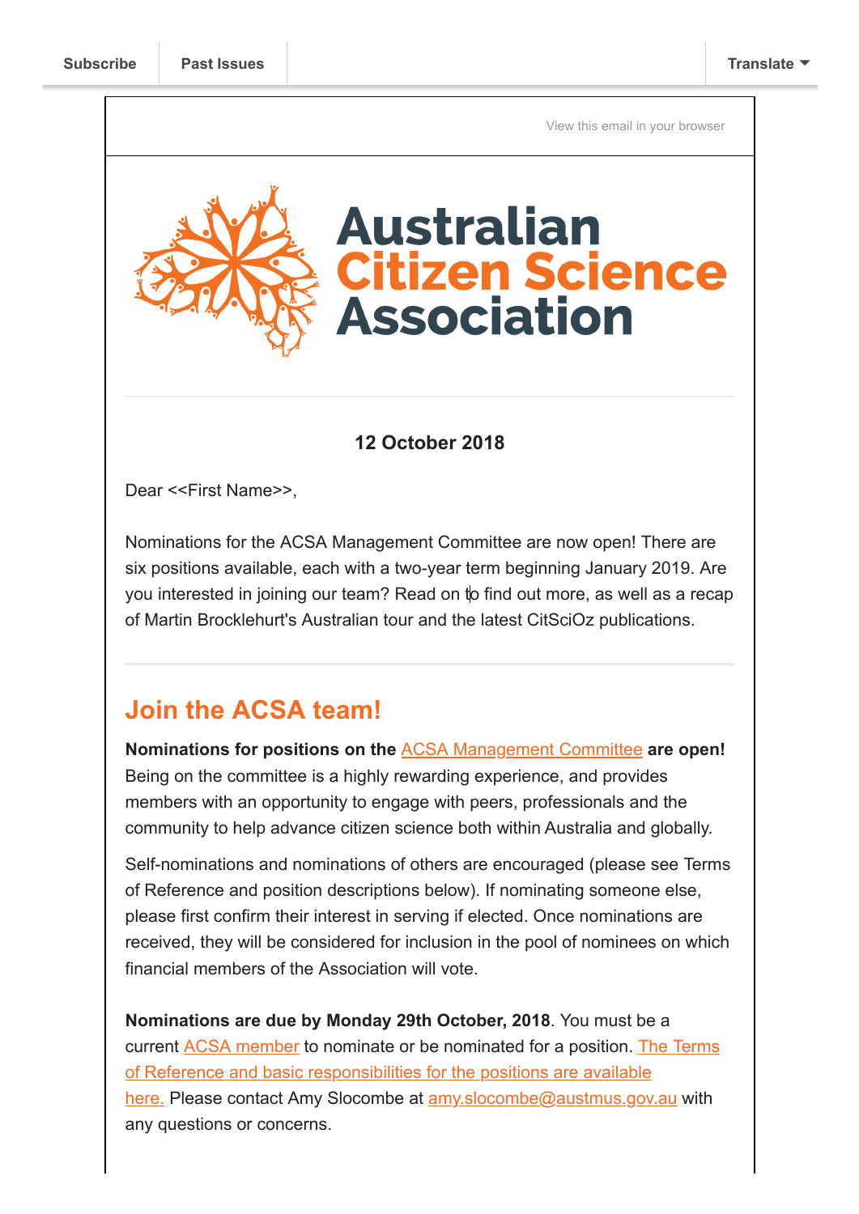Subscribe | Past Issues | Translate

View this email in your browser

# Australian Citizen Science Association

**12 October 2018**

Dear <<First Name>>,

Nominations for the ACSA Management Committee are now open! There are six positions available, each with a two-year term beginning January 2019. Are you interested in joining our team? Read on to find out more, as well as a recap of Martin Brocklehurt's Australian tour and the latest CitSciOz publications.

---

## Join the ACSA team!

**Nominations for positions on the ACSA Management Committee are open!** Being on the committee is a highly rewarding experience, and provides members with an opportunity to engage with peers, professionals and the community to help advance citizen science both within Australia and globally.

Self-nominations and nominations of others are encouraged (please see Terms of Reference and position descriptions below). If nominating someone else, please first confirm their interest in serving if elected. Once nominations are received, they will be considered for inclusion in the pool of nominees on which financial members of the Association will vote.

**Nominations are due by Monday 29th October, 2018**. You must be a current ACSA member to nominate or be nominated for a position. The Terms of Reference and basic responsibilities for the positions are available here. Please contact Amy Slocombe at amy.slocombe@austmus.gov.au with any questions or concerns.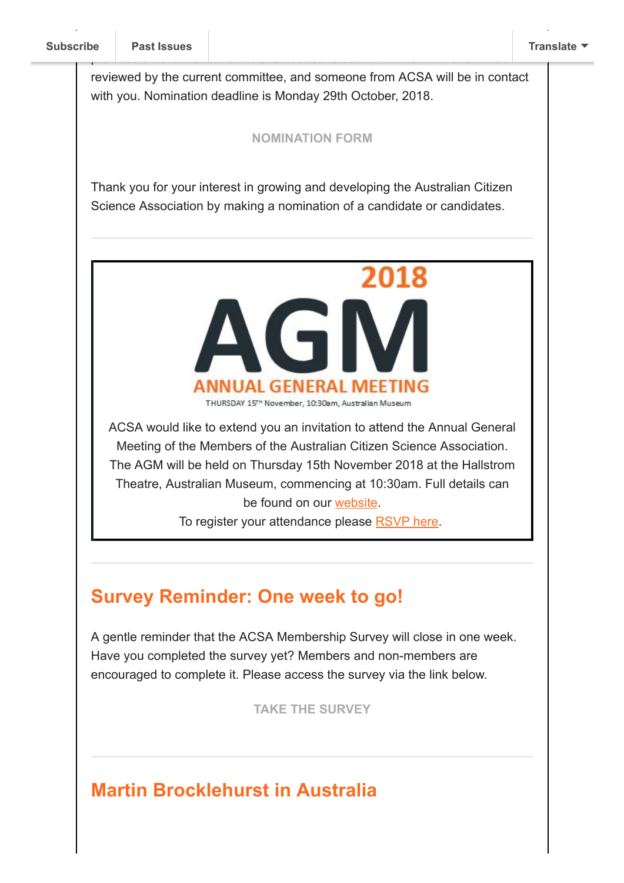reviewed by the current committee, and someone from ACSA will be in contact with you. Nomination deadline is Monday 29th October, 2018.

NOMINATION FORM

Thank you for your interest in growing and developing the Australian Citizen Science Association by making a nomination of a candidate or candidates.

2018

AGM

ANNUAL GENERAL MEETING

THURSDAY 15TH November, 10:30am, Australian Museum

ACSA would like to extend you an invitation to attend the Annual General Meeting of the Members of the Australian Citizen Science Association. The AGM will be held on Thursday 15th November 2018 at the Hallstrom Theatre, Australian Museum, commencing at 10:30am. Full details can be found on our website.

To register your attendance please RSVP here.

## Survey Reminder: One week to go!

A gentle reminder that the ACSA Membership Survey will close in one week. Have you completed the survey yet? Members and non-members are encouraged to complete it. Please access the survey via the link below.

TAKE THE SURVEY

## Martin Brocklehurst in Australia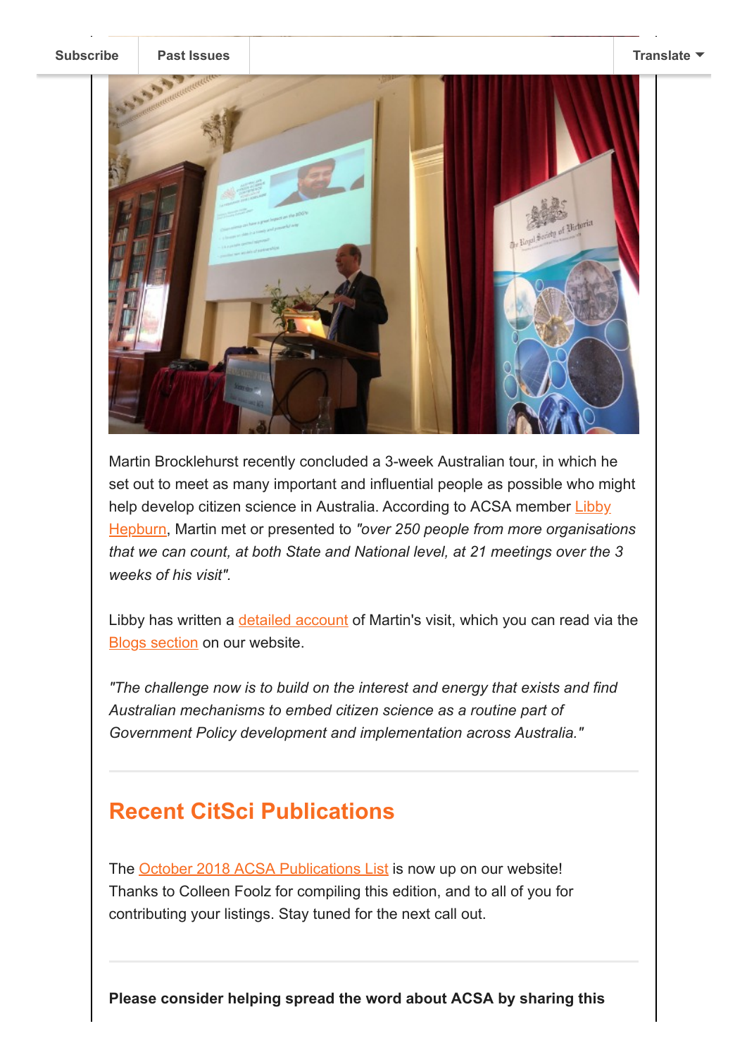Martin Brocklehurst recently concluded a 3-week Australian tour, in which he set out to meet as many important and influential people as possible who might help develop citizen science in Australia. According to ACSA member Libby Hepburn, Martin met or presented to *"over 250 people from more organisations that we can count, at both State and National level, at 21 meetings over the 3 weeks of his visit"*.

Libby has written a detailed account of Martin's visit, which you can read via the Blogs section on our website.

*"The challenge now is to build on the interest and energy that exists and find Australian mechanisms to embed citizen science as a routine part of Government Policy development and implementation across Australia."*

## Recent CitSci Publications

The October 2018 ACSA Publications List is now up on our website! Thanks to Colleen Foolz for compiling this edition, and to all of you for contributing your listings. Stay tuned for the next call out.

**Please consider helping spread the word about ACSA by sharing this**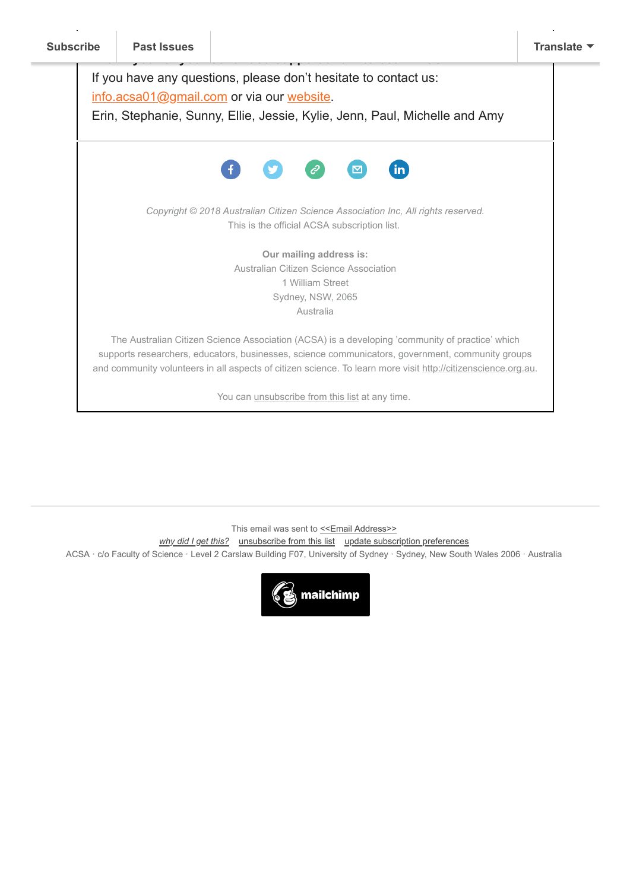Subscribe | Past Issues | Translate

If you have any questions, please don't hesitate to contact us:
info.acsa01@gmail.com or via our website.

Erin, Stephanie, Sunny, Ellie, Jessie, Kylie, Jenn, Paul, Michelle and Amy

*Copyright © 2018 Australian Citizen Science Association Inc, All rights reserved.*
This is the official ACSA subscription list.

**Our mailing address is:**
Australian Citizen Science Association
1 William Street
Sydney, NSW, 2065
Australia

The Australian Citizen Science Association (ACSA) is a developing 'community of practice' which supports researchers, educators, businesses, science communicators, government, community groups and community volunteers in all aspects of citizen science. To learn more visit http://citizenscience.org.au.

You can unsubscribe from this list at any time.

This email was sent to <<Email Address>>
*why did I get this?* unsubscribe from this list update subscription preferences
ACSA · c/o Faculty of Science · Level 2 Carslaw Building F07, University of Sydney · Sydney, New South Wales 2006 · Australia

mailchimp